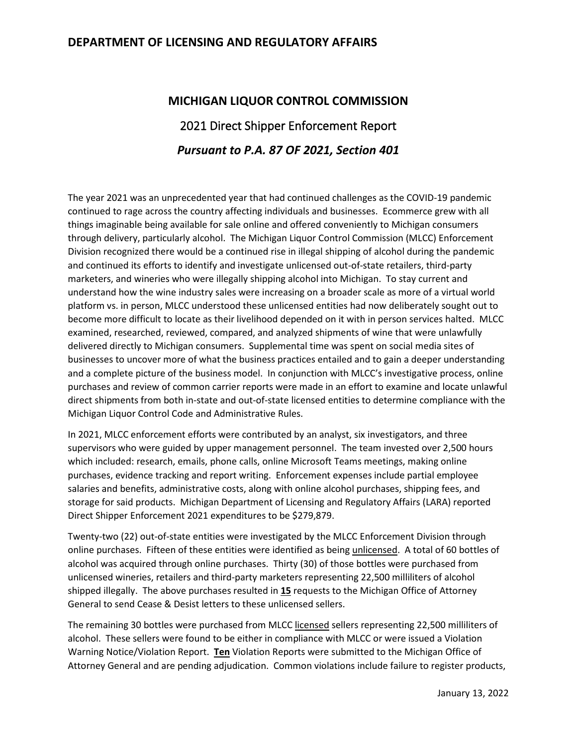# DEPARTMENT OF LICENSING AND REGULATORY AFFAIRS

## MICHIGAN LIQUOR CONTROL COMMISSION

## 2021 Direct Shipper Enforcement Report

## *Pursuant to P.A. 87 OF 2021, Section 401*

The year 2021 was an unprecedented year that had continued challenges as the COVID-19 pandemic continued to rage across the country affecting individuals and businesses. Ecommerce grew with all things imaginable being available for sale online and offered conveniently to Michigan consumers through delivery, particularly alcohol. The Michigan Liquor Control Commission (MLCC) Enforcement Division recognized there would be a continued rise in illegal shipping of alcohol during the pandemic and continued its efforts to identify and investigate unlicensed out-of-state retailers, third-party marketers, and wineries who were illegally shipping alcohol into Michigan. To stay current and understand how the wine industry sales were increasing on a broader scale as more of a virtual world platform vs. in person, MLCC understood these unlicensed entities had now deliberately sought out to become more difficult to locate as their livelihood depended on it with in person services halted. MLCC examined, researched, reviewed, compared, and analyzed shipments of wine that were unlawfully delivered directly to Michigan consumers. Supplemental time was spent on social media sites of businesses to uncover more of what the business practices entailed and to gain a deeper understanding and a complete picture of the business model. In conjunction with MLCC's investigative process, online purchases and review of common carrier reports were made in an effort to examine and locate unlawful direct shipments from both in-state and out-of-state licensed entities to determine compliance with the Michigan Liquor Control Code and Administrative Rules.

In 2021, MLCC enforcement efforts were contributed by an analyst, six investigators, and three supervisors who were guided by upper management personnel. The team invested over 2,500 hours which included: research, emails, phone calls, online Microsoft Teams meetings, making online purchases, evidence tracking and report writing. Enforcement expenses include partial employee salaries and benefits, administrative costs, along with online alcohol purchases, shipping fees, and storage for said products. Michigan Department of Licensing and Regulatory Affairs (LARA) reported Direct Shipper Enforcement 2021 expenditures to be $279,879.

Twenty-two (22) out-of-state entities were investigated by the MLCC Enforcement Division through online purchases. Fifteen of these entities were identified as being <u>unlicensed</u>. A total of 60 bottles of alcohol was acquired through online purchases. Thirty (30) of those bottles were purchased from unlicensed wineries, retailers and third-party marketers representing 22,500 milliliters of alcohol shipped illegally. The above purchases resulted in **<u>15</u>** requests to the Michigan Office of Attorney General to send Cease & Desist letters to these unlicensed sellers.

The remaining 30 bottles were purchased from MLCC <u>licensed</u> sellers representing 22,500 milliliters of alcohol. These sellers were found to be either in compliance with MLCC or were issued a Violation Warning Notice/Violation Report. **<u>Ten</u>** Violation Reports were submitted to the Michigan Office of Attorney General and are pending adjudication. Common violations include failure to register products,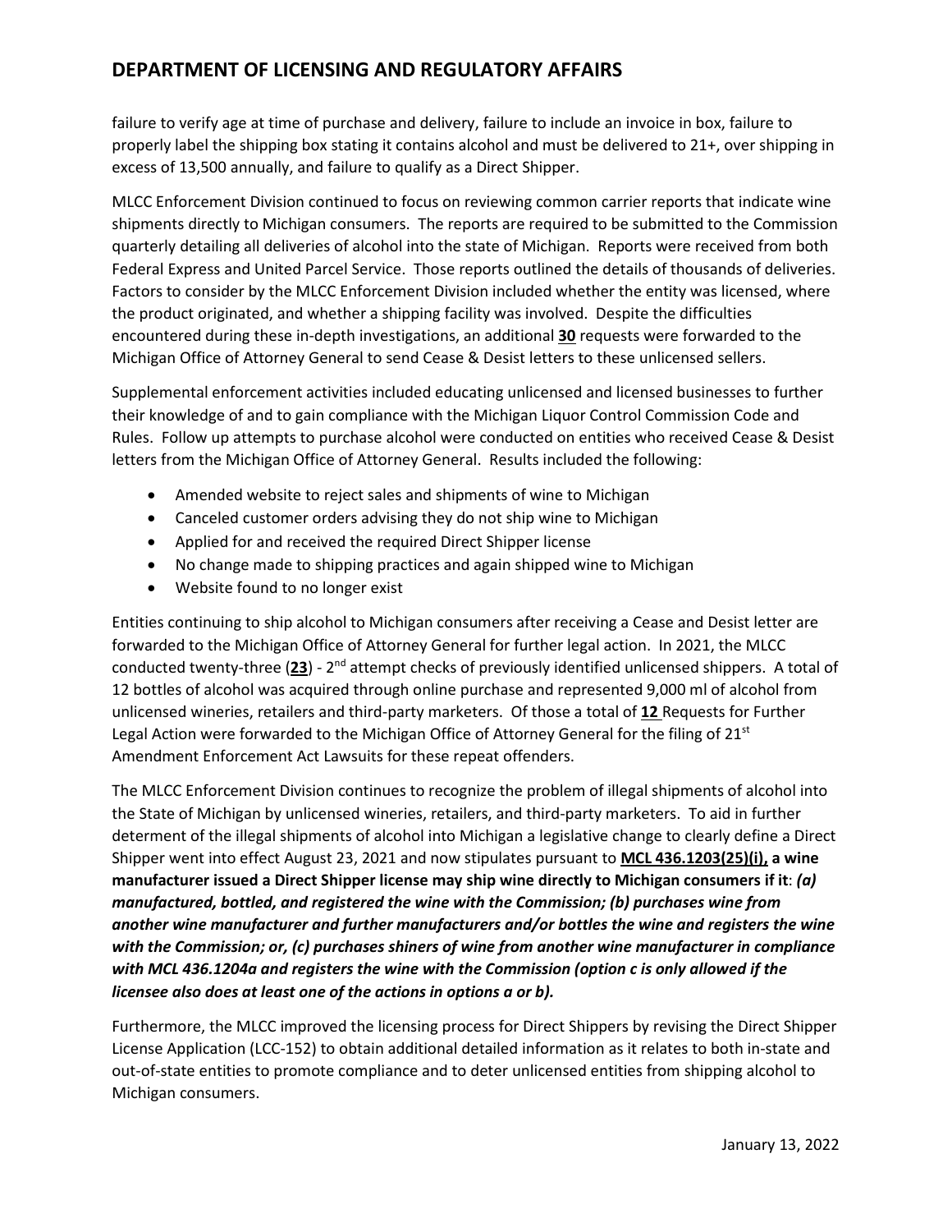failure to verify age at time of purchase and delivery, failure to include an invoice in box, failure to properly label the shipping box stating it contains alcohol and must be delivered to 21+, over shipping in excess of 13,500 annually, and failure to qualify as a Direct Shipper.

MLCC Enforcement Division continued to focus on reviewing common carrier reports that indicate wine shipments directly to Michigan consumers. The reports are required to be submitted to the Commission quarterly detailing all deliveries of alcohol into the state of Michigan. Reports were received from both Federal Express and United Parcel Service. Those reports outlined the details of thousands of deliveries. Factors to consider by the MLCC Enforcement Division included whether the entity was licensed, where the product originated, and whether a shipping facility was involved. Despite the difficulties encountered during these in-depth investigations, an additional **30** requests were forwarded to the Michigan Office of Attorney General to send Cease & Desist letters to these unlicensed sellers.

Supplemental enforcement activities included educating unlicensed and licensed businesses to further their knowledge of and to gain compliance with the Michigan Liquor Control Commission Code and Rules. Follow up attempts to purchase alcohol were conducted on entities who received Cease & Desist letters from the Michigan Office of Attorney General. Results included the following:

- Amended website to reject sales and shipments of wine to Michigan
- Canceled customer orders advising they do not ship wine to Michigan
- Applied for and received the required Direct Shipper license
- No change made to shipping practices and again shipped wine to Michigan
- Website found to no longer exist

Entities continuing to ship alcohol to Michigan consumers after receiving a Cease and Desist letter are forwarded to the Michigan Office of Attorney General for further legal action. In 2021, the MLCC conducted twenty-three (**23**) - 2nd attempt checks of previously identified unlicensed shippers. A total of 12 bottles of alcohol was acquired through online purchase and represented 9,000 ml of alcohol from unlicensed wineries, retailers and third-party marketers. Of those a total of **12** Requests for Further Legal Action were forwarded to the Michigan Office of Attorney General for the filing of 21st Amendment Enforcement Act Lawsuits for these repeat offenders.

The MLCC Enforcement Division continues to recognize the problem of illegal shipments of alcohol into the State of Michigan by unlicensed wineries, retailers, and third-party marketers. To aid in further determent of the illegal shipments of alcohol into Michigan a legislative change to clearly define a Direct Shipper went into effect August 23, 2021 and now stipulates pursuant to **MCL 436.1203(25)(i), a wine manufacturer issued a Direct Shipper license may ship wine directly to Michigan consumers if it**: ***(a) manufactured, bottled, and registered the wine with the Commission; (b) purchases wine from another wine manufacturer and further manufacturers and/or bottles the wine and registers the wine with the Commission; or, (c) purchases shiners of wine from another wine manufacturer in compliance with MCL 436.1204a and registers the wine with the Commission (option c is only allowed if the licensee also does at least one of the actions in options a or b).***

Furthermore, the MLCC improved the licensing process for Direct Shippers by revising the Direct Shipper License Application (LCC-152) to obtain additional detailed information as it relates to both in-state and out-of-state entities to promote compliance and to deter unlicensed entities from shipping alcohol to Michigan consumers.

January 13, 2022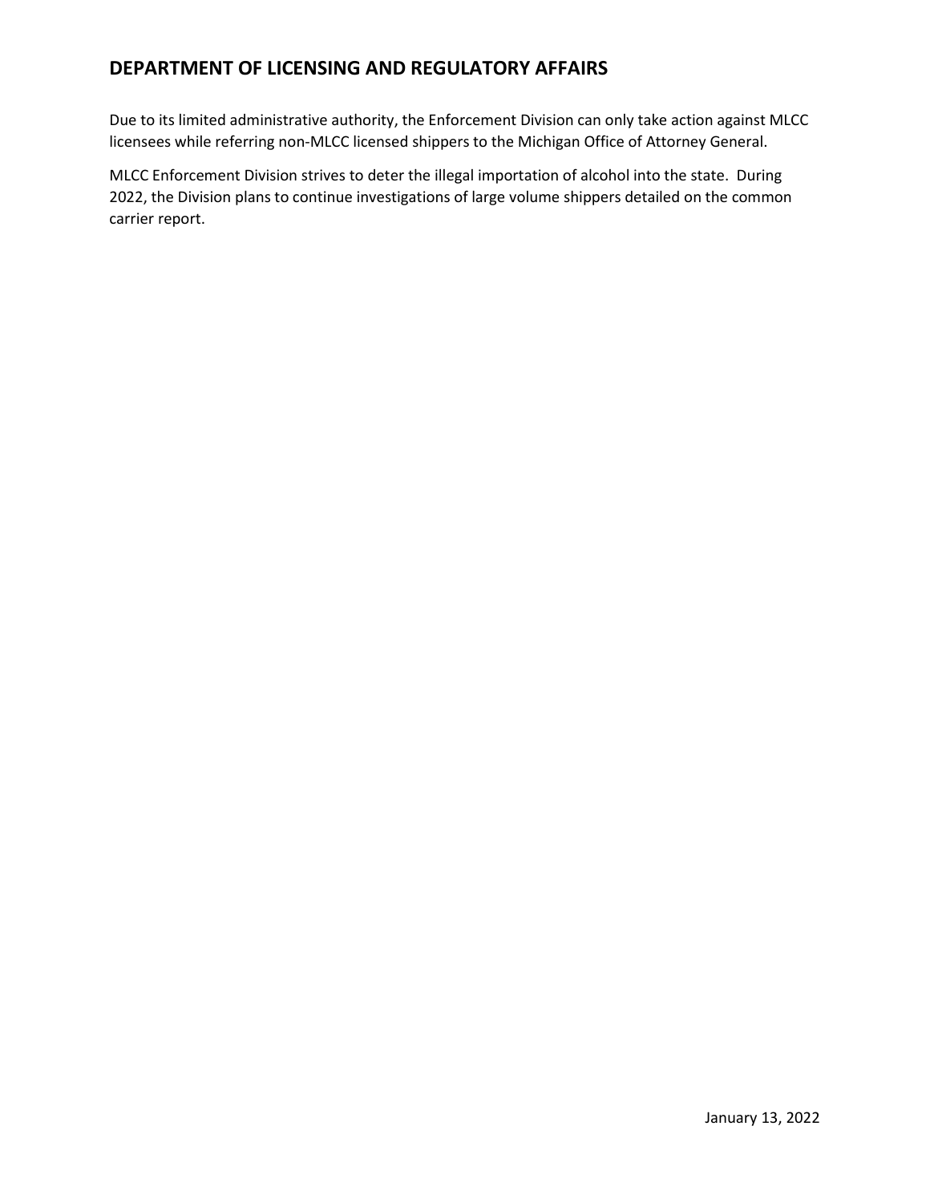Due to its limited administrative authority, the Enforcement Division can only take action against MLCC licensees while referring non-MLCC licensed shippers to the Michigan Office of Attorney General.

MLCC Enforcement Division strives to deter the illegal importation of alcohol into the state. During 2022, the Division plans to continue investigations of large volume shippers detailed on the common carrier report.